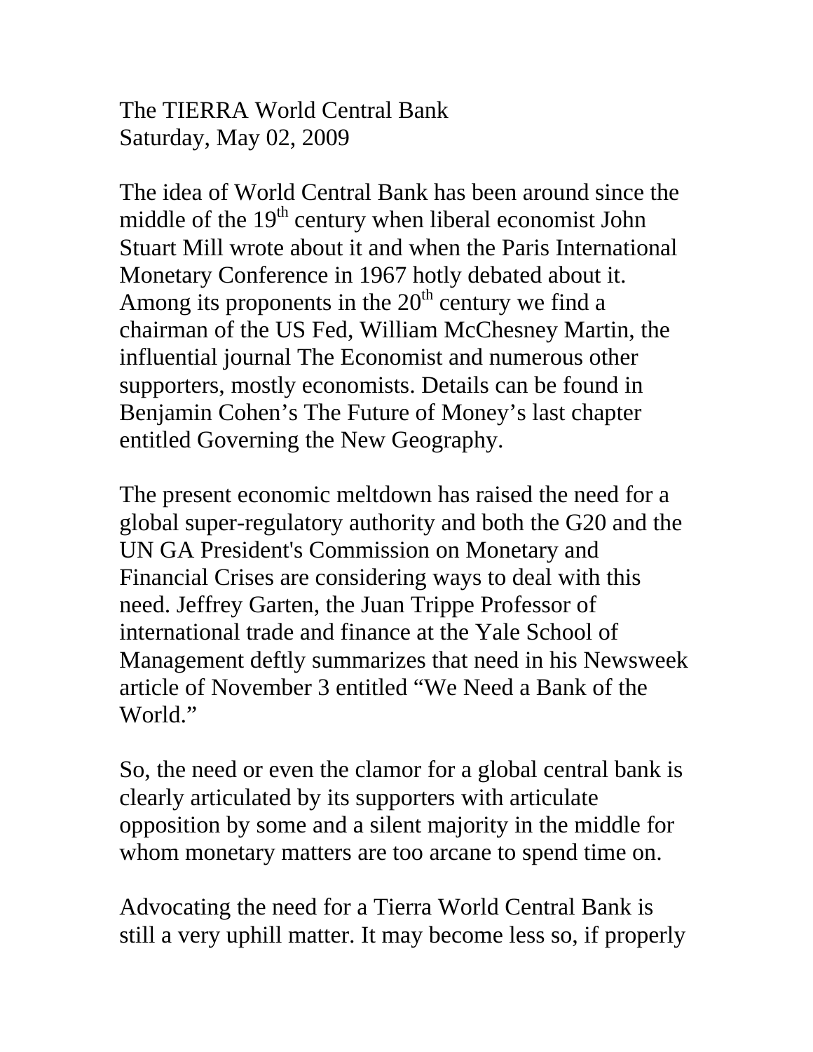The TIERRA World Central Bank
Saturday, May 02, 2009

The idea of World Central Bank has been around since the middle of the 19th century when liberal economist John Stuart Mill wrote about it and when the Paris International Monetary Conference in 1967 hotly debated about it. Among its proponents in the 20th century we find a chairman of the US Fed, William McChesney Martin, the influential journal The Economist and numerous other supporters, mostly economists. Details can be found in Benjamin Cohen's The Future of Money's last chapter entitled Governing the New Geography.

The present economic meltdown has raised the need for a global super-regulatory authority and both the G20 and the UN GA President's Commission on Monetary and Financial Crises are considering ways to deal with this need. Jeffrey Garten, the Juan Trippe Professor of international trade and finance at the Yale School of Management deftly summarizes that need in his Newsweek article of November 3 entitled "We Need a Bank of the World."

So, the need or even the clamor for a global central bank is clearly articulated by its supporters with articulate opposition by some and a silent majority in the middle for whom monetary matters are too arcane to spend time on.

Advocating the need for a Tierra World Central Bank is still a very uphill matter. It may become less so, if properly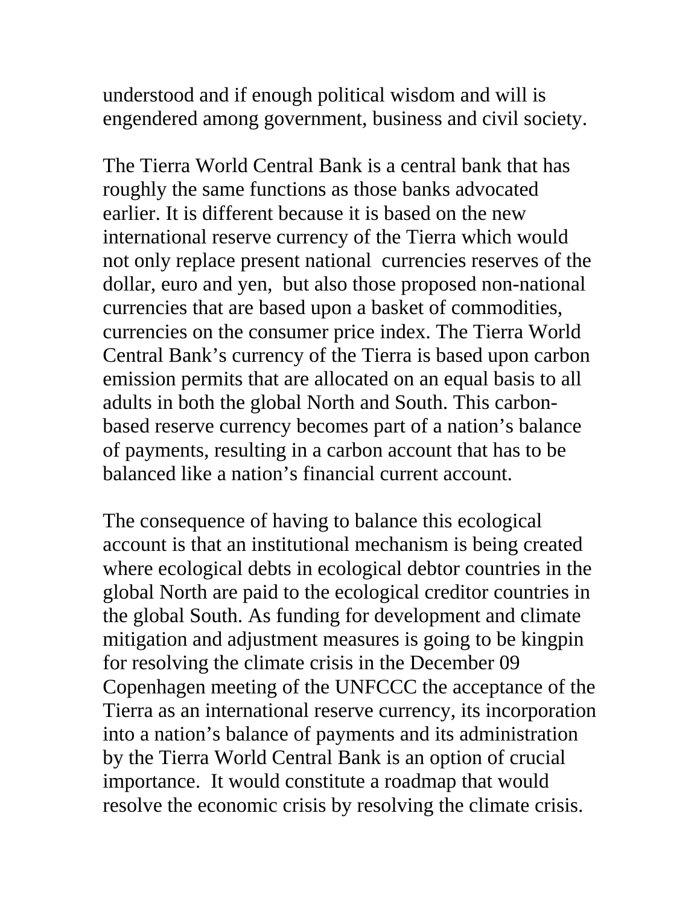understood and if enough political wisdom and will is engendered among government, business and civil society.

The Tierra World Central Bank is a central bank that has roughly the same functions as those banks advocated earlier. It is different because it is based on the new international reserve currency of the Tierra which would not only replace present national currencies reserves of the dollar, euro and yen, but also those proposed non-national currencies that are based upon a basket of commodities, currencies on the consumer price index. The Tierra World Central Bank's currency of the Tierra is based upon carbon emission permits that are allocated on an equal basis to all adults in both the global North and South. This carbon-based reserve currency becomes part of a nation's balance of payments, resulting in a carbon account that has to be balanced like a nation's financial current account.

The consequence of having to balance this ecological account is that an institutional mechanism is being created where ecological debts in ecological debtor countries in the global North are paid to the ecological creditor countries in the global South. As funding for development and climate mitigation and adjustment measures is going to be kingpin for resolving the climate crisis in the December 09 Copenhagen meeting of the UNFCCC the acceptance of the Tierra as an international reserve currency, its incorporation into a nation's balance of payments and its administration by the Tierra World Central Bank is an option of crucial importance. It would constitute a roadmap that would resolve the economic crisis by resolving the climate crisis.